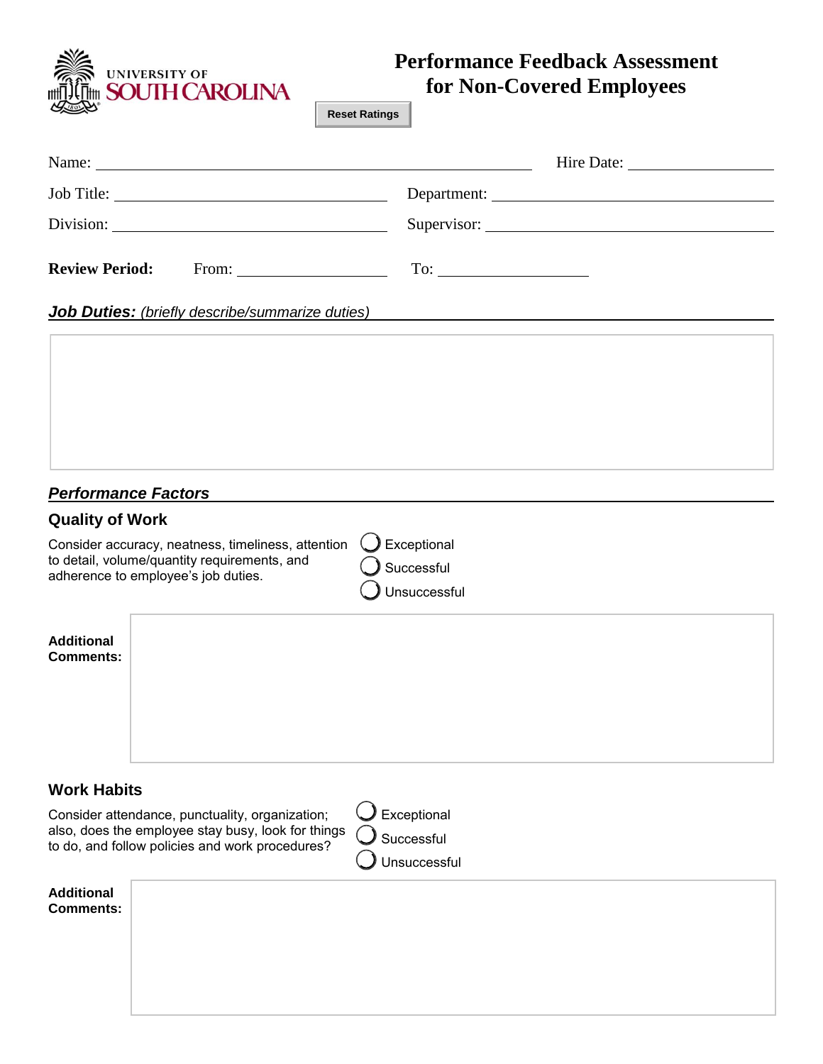UNIVERSITY OF SOUTH CAROLINA

# Performance Feedback Assessment for Non-Covered Employees

Reset Ratings

Name: ______________________ Hire Date: ______________

Job Title: ______________________ Department: ______________________

Division: ______________________ Supervisor: ______________________

**Review Period:** From: ______________ To: ______________

***Job Duties:*** *(briefly describe/summarize duties)*

## *Performance Factors*

### Quality of Work

Consider accuracy, neatness, timeliness, attention to detail, volume/quantity requirements, and adherence to employee's job duties.

- ○ Exceptional
- ○ Successful
- ○ Unsuccessful

**Additional Comments:**

### Work Habits

Consider attendance, punctuality, organization; also, does the employee stay busy, look for things to do, and follow policies and work procedures?

- ○ Exceptional
- ○ Successful
- ○ Unsuccessful

**Additional Comments:**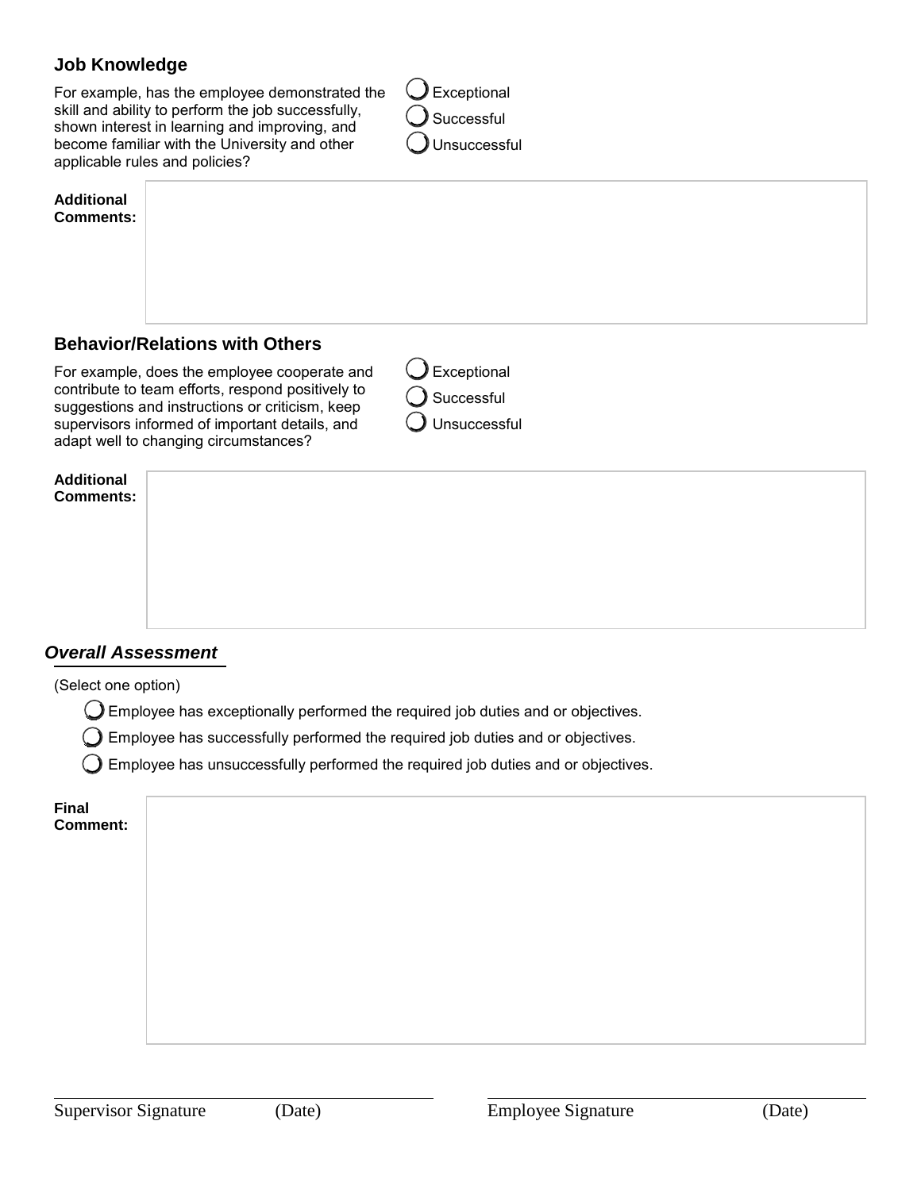## Job Knowledge

For example, has the employee demonstrated the skill and ability to perform the job successfully, shown interest in learning and improving, and become familiar with the University and other applicable rules and policies?

- ○ Exceptional
- ○ Successful
- ○ Unsuccessful

**Additional Comments:**

## Behavior/Relations with Others

For example, does the employee cooperate and contribute to team efforts, respond positively to suggestions and instructions or criticism, keep supervisors informed of important details, and adapt well to changing circumstances?

- ○ Exceptional
- ○ Successful
- ○ Unsuccessful

**Additional Comments:**

## *Overall Assessment*

(Select one option)

- ○ Employee has exceptionally performed the required job duties and or objectives.
- ○ Employee has successfully performed the required job duties and or objectives.
- ○ Employee has unsuccessfully performed the required job duties and or objectives.

**Final Comment:**

Supervisor Signature (Date)

Employee Signature (Date)